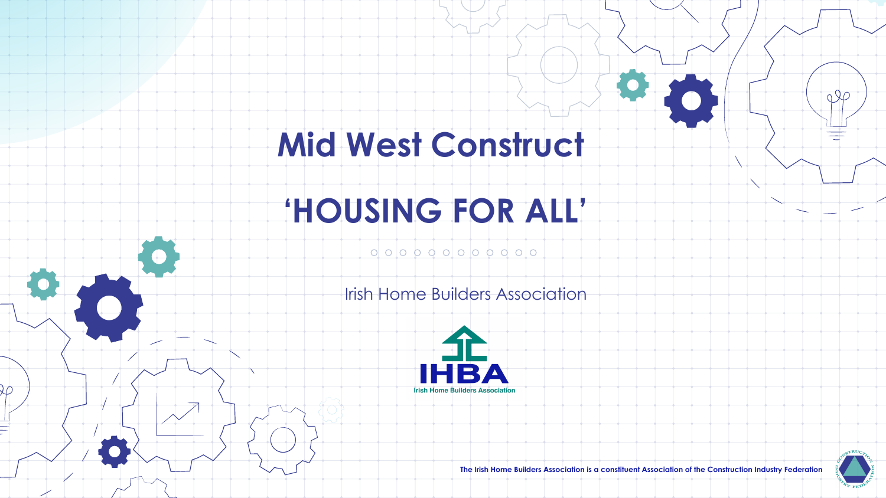# Mid West Construct

# ‘HOUSING FOR ALL’

Irish Home Builders Association

IHBA
Irish Home Builders Association

The Irish Home Builders Association is a constituent Association of the Construction Industry Federation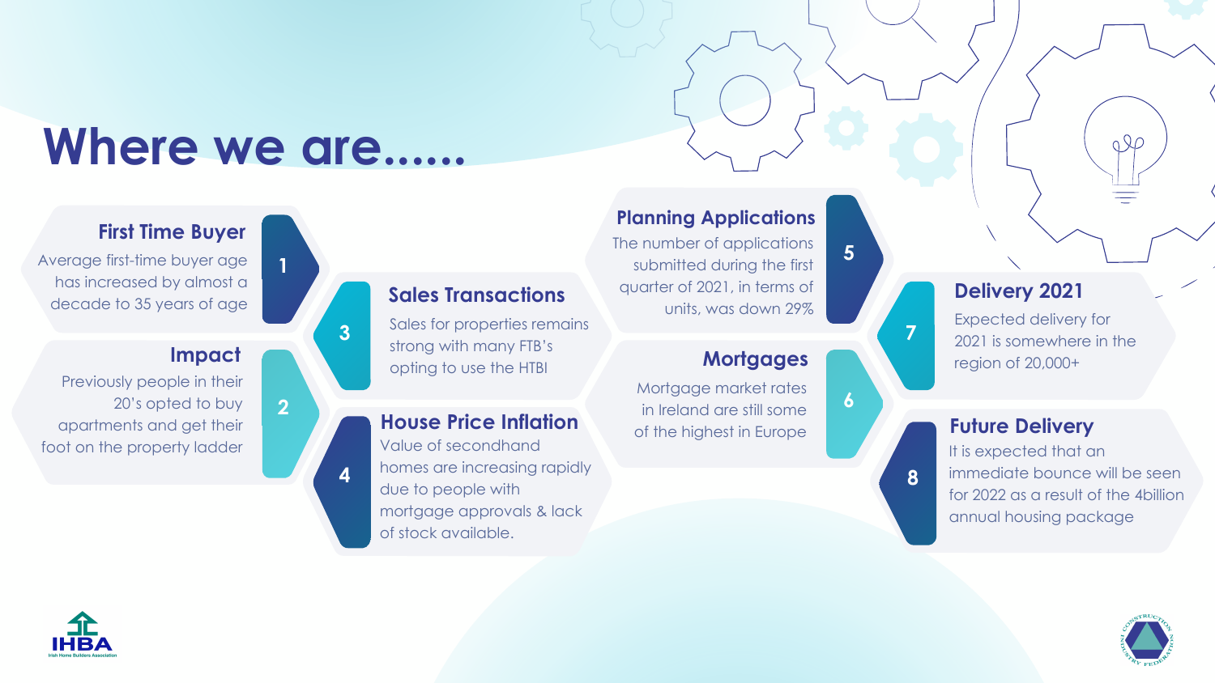# Where we are......

### 1. First Time Buyer

Average first-time buyer age has increased by almost a decade to 35 years of age

### 2. Impact

Previously people in their 20's opted to buy apartments and get their foot on the property ladder

### 3. Sales Transactions

Sales for properties remains strong with many FTB's opting to use the HTBI

### 4. House Price Inflation

Value of secondhand homes are increasing rapidly due to people with mortgage approvals & lack of stock available.

### 5. Planning Applications

The number of applications submitted during the first quarter of 2021, in terms of units, was down 29%

### 6. Mortgages

Mortgage market rates in Ireland are still some of the highest in Europe

### 7. Delivery 2021

Expected delivery for 2021 is somewhere in the region of 20,000+

### 8. Future Delivery

It is expected that an immediate bounce will be seen for 2022 as a result of the 4billion annual housing package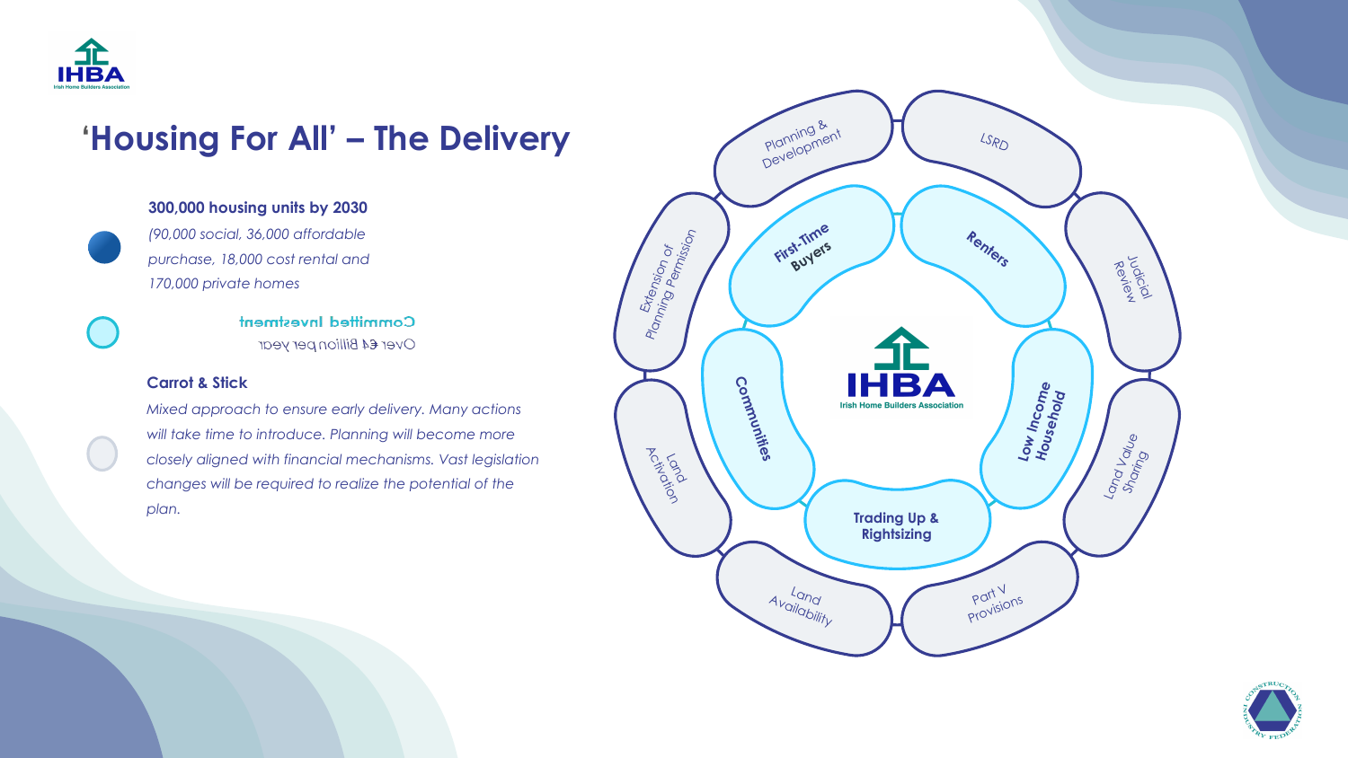# 'Housing For All' – The Delivery

**300,000 housing units by 2030**

*(90,000 social, 36,000 affordable purchase, 18,000 cost rental and 170,000 private homes*

**Committed Investment**

Over €4 Billion per year

**Carrot & Stick**

*Mixed approach to ensure early delivery. Many actions will take time to introduce. Planning will become more closely aligned with financial mechanisms. Vast legislation changes will be required to realize the potential of the plan.*

IHBA
Irish Home Builders Association

- First-Time Buyers
- Renters
- Low Income Household
- Trading Up & Rightsizing
- Communities

- Planning & Development
- LSRD
- Judicial Review
- Land Value Sharing
- Part V Provisions
- Land Availability
- Land Activation
- Extension of Planning Permission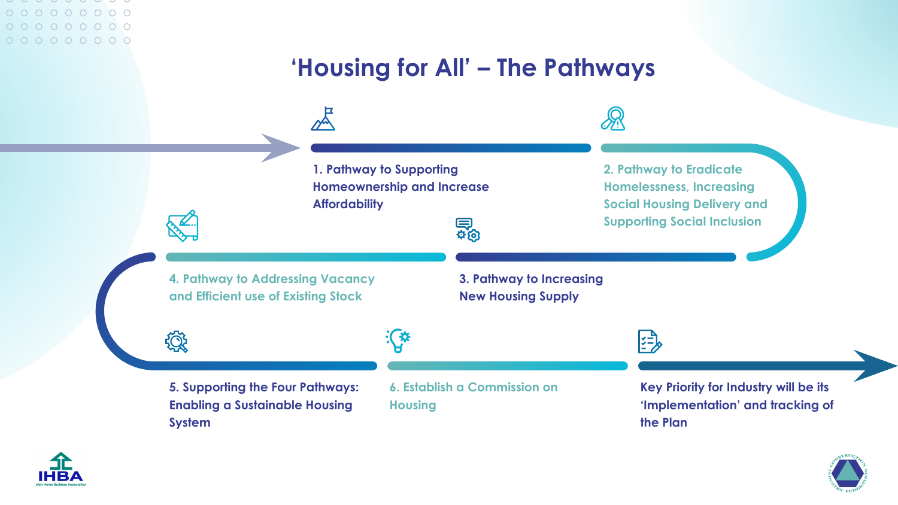# 'Housing for All' – The Pathways

1. Pathway to Supporting Homeownership and Increase Affordability

2. Pathway to Eradicate Homelessness, Increasing Social Housing Delivery and Supporting Social Inclusion

3. Pathway to Increasing New Housing Supply

4. Pathway to Addressing Vacancy and Efficient use of Existing Stock

5. Supporting the Four Pathways: Enabling a Sustainable Housing System

6. Establish a Commission on Housing

Key Priority for Industry will be its 'Implementation' and tracking of the Plan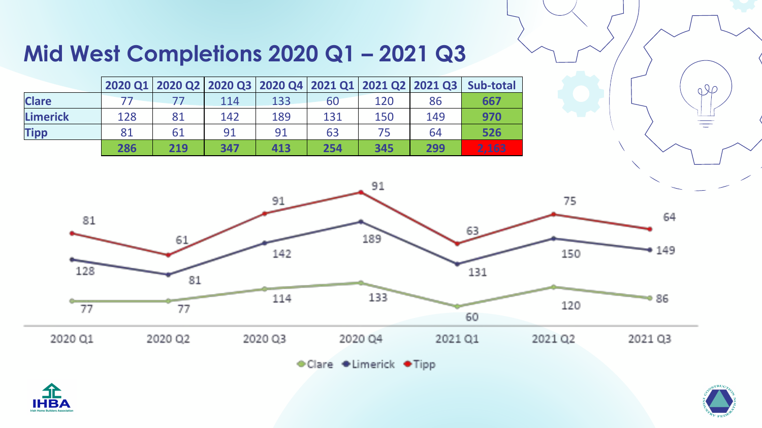# Mid West Completions 2020 Q1 – 2021 Q3

| | 2020 Q1 | 2020 Q2 | 2020 Q3 | 2020 Q4 | 2021 Q1 | 2021 Q2 | 2021 Q3 | Sub-total |
|---|---|---|---|---|---|---|---|---|
| **Clare** | 77 | 77 | 114 | 133 | 60 | 120 | 86 | **667** |
| **Limerick** | 128 | 81 | 142 | 189 | 131 | 150 | 149 | **970** |
| **Tipp** | 81 | 61 | 91 | 91 | 63 | 75 | 64 | **526** |
| | **286** | **219** | **347** | **413** | **254** | **345** | **299** | **2,163** |

| | 2020 Q1 | 2020 Q2 | 2020 Q3 | 2020 Q4 | 2021 Q1 | 2021 Q2 | 2021 Q3 |
|---|---|---|---|---|---|---|---|
| Clare | 77 | 77 | 114 | 133 | 60 | 120 | 86 |
| Limerick | 128 | 81 | 142 | 189 | 131 | 150 | 149 |
| Tipp | 81 | 61 | 91 | 91 | 63 | 75 | 64 |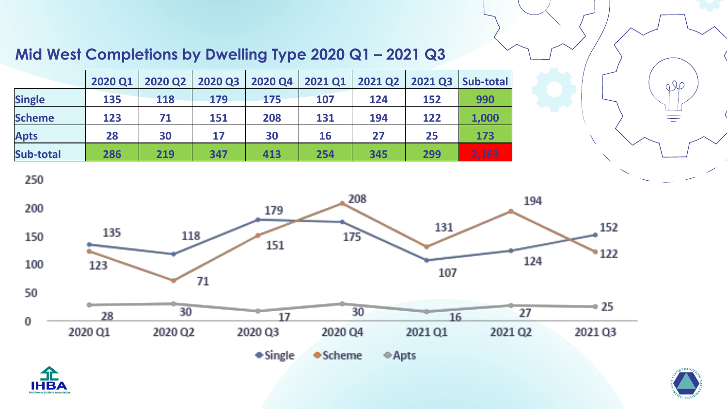## Mid West Completions by Dwelling Type 2020 Q1 – 2021 Q3

| | 2020 Q1 | 2020 Q2 | 2020 Q3 | 2020 Q4 | 2021 Q1 | 2021 Q2 | 2021 Q3 | Sub-total |
|---|---|---|---|---|---|---|---|---|
| Single | 135 | 118 | 179 | 175 | 107 | 124 | 152 | 990 |
| Scheme | 123 | 71 | 151 | 208 | 131 | 194 | 122 | 1,000 |
| Apts | 28 | 30 | 17 | 30 | 16 | 27 | 25 | 173 |
| Sub-total | 286 | 219 | 347 | 413 | 254 | 345 | 299 | 2,163 |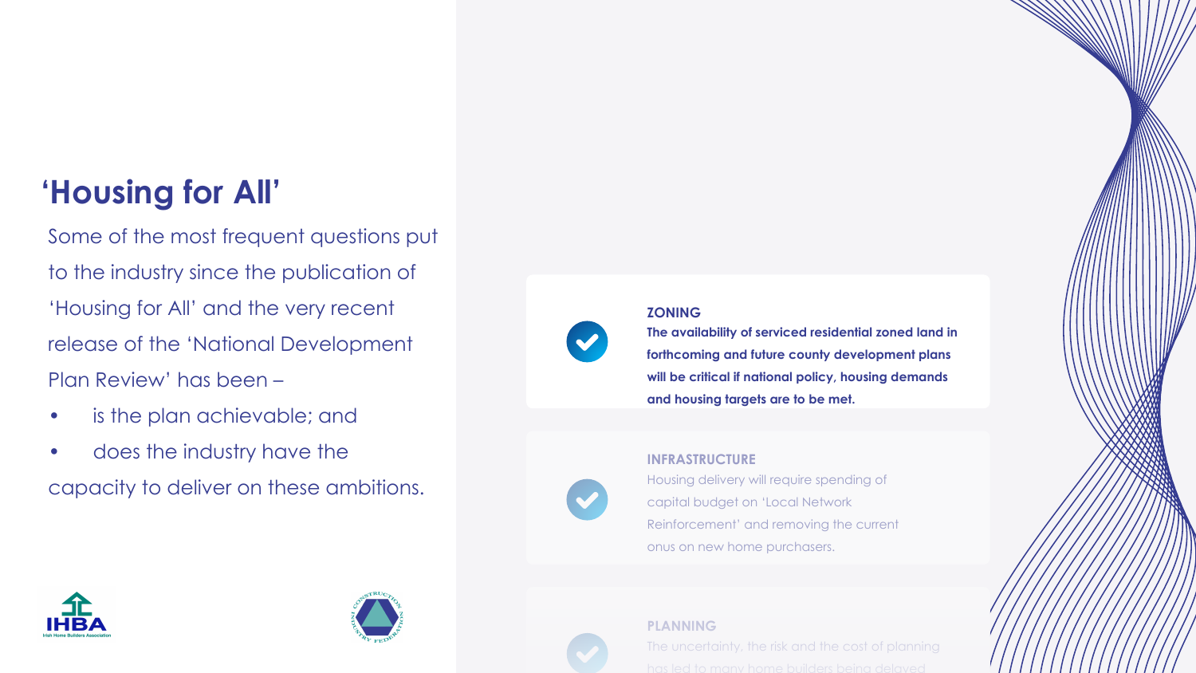# 'Housing for All'

Some of the most frequent questions put to the industry since the publication of 'Housing for All' and the very recent release of the 'National Development Plan Review' has been –

- is the plan achievable; and
- does the industry have the capacity to deliver on these ambitions.

**ZONING**

**The availability of serviced residential zoned land in forthcoming and future county development plans will be critical if national policy, housing demands and housing targets are to be met.**

**INFRASTRUCTURE**

Housing delivery will require spending of capital budget on 'Local Network Reinforcement' and removing the current onus on new home purchasers.

**PLANNING**

The uncertainty, the risk and the cost of planning has led to many home builders being delayed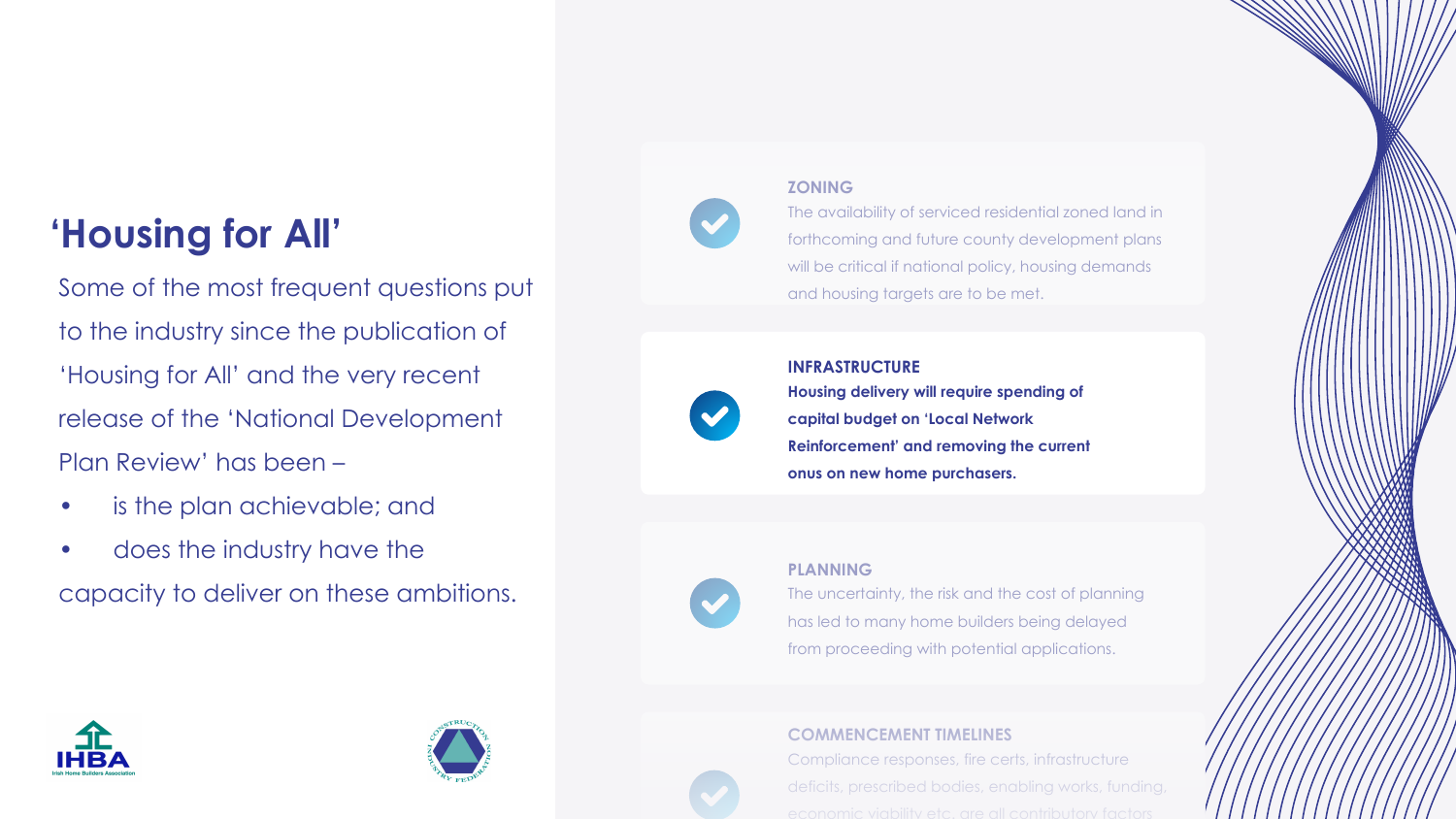# 'Housing for All'

Some of the most frequent questions put to the industry since the publication of 'Housing for All' and the very recent release of the 'National Development Plan Review' has been –

- is the plan achievable; and
- does the industry have the capacity to deliver on these ambitions.

### ZONING

The availability of serviced residential zoned land in forthcoming and future county development plans will be critical if national policy, housing demands and housing targets are to be met.

### INFRASTRUCTURE

**Housing delivery will require spending of capital budget on 'Local Network Reinforcement' and removing the current onus on new home purchasers.**

### PLANNING

The uncertainty, the risk and the cost of planning has led to many home builders being delayed from proceeding with potential applications.

### COMMENCEMENT TIMELINES

Compliance responses, fire certs, infrastructure deficits, prescribed bodies, enabling works, funding, economic viability etc. are all contributory factors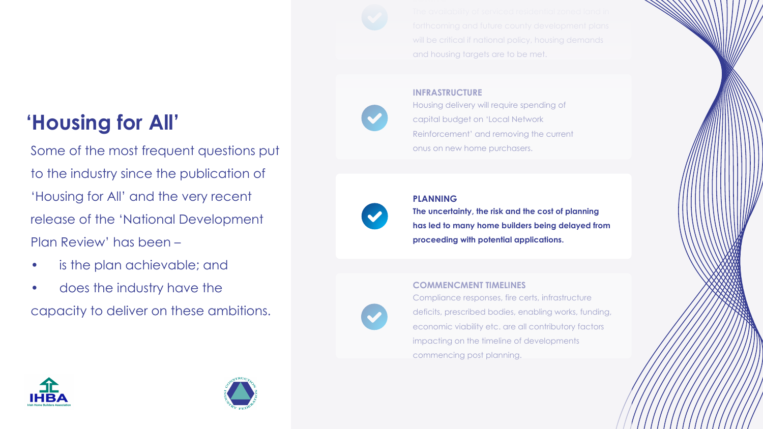# ‘Housing for All’

Some of the most frequent questions put to the industry since the publication of ‘Housing for All’ and the very recent release of the ‘National Development Plan Review’ has been –

- is the plan achievable; and
- does the industry have the capacity to deliver on these ambitions.

The availability of serviced residential zoned land in forthcoming and future county development plans will be critical if national policy, housing demands and housing targets are to be met.

**INFRASTRUCTURE**

Housing delivery will require spending of capital budget on ‘Local Network Reinforcement’ and removing the current onus on new home purchasers.

**PLANNING**

**The uncertainty, the risk and the cost of planning has led to many home builders being delayed from proceeding with potential applications.**

**COMMENCMENT TIMELINES**

Compliance responses, fire certs, infrastructure deficits, prescribed bodies, enabling works, funding, economic viability etc. are all contributory factors impacting on the timeline of developments commencing post planning.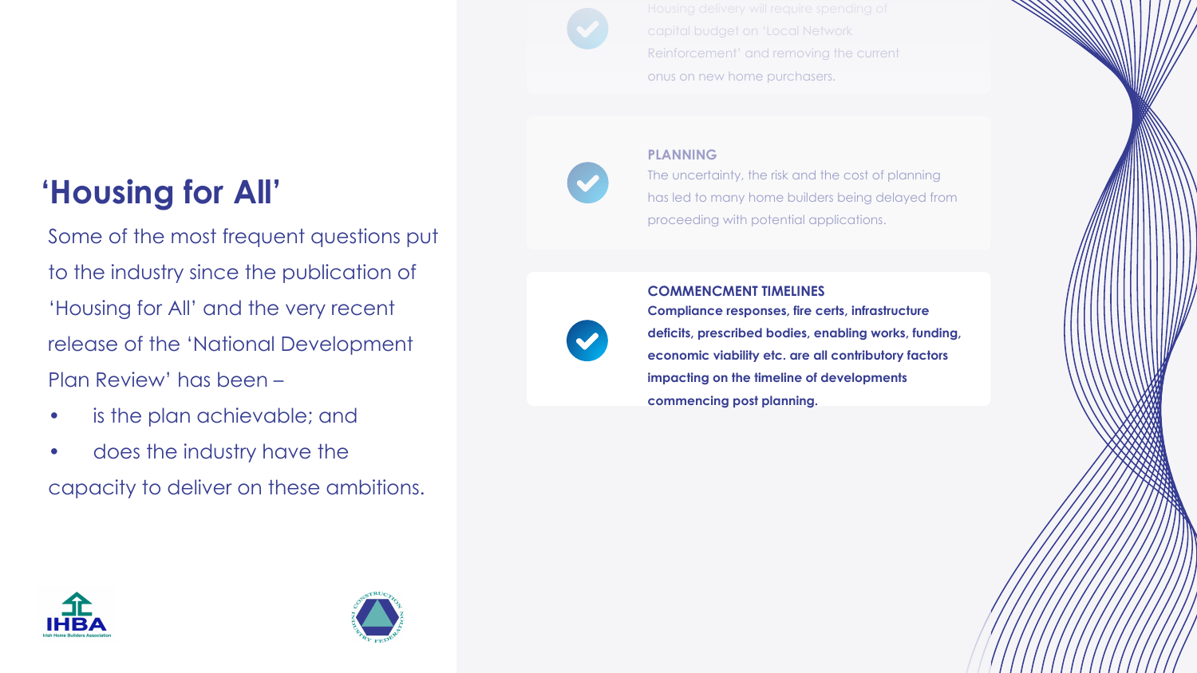## ‘Housing for All’

Some of the most frequent questions put to the industry since the publication of ‘Housing for All’ and the very recent release of the ‘National Development Plan Review’ has been –

- is the plan achievable; and
- does the industry have the capacity to deliver on these ambitions.

Housing delivery will require spending of capital budget on ‘Local Network Reinforcement’ and removing the current onus on new home purchasers.

**PLANNING**

The uncertainty, the risk and the cost of planning has led to many home builders being delayed from proceeding with potential applications.

**COMMENCMENT TIMELINES**

**Compliance responses, fire certs, infrastructure deficits, prescribed bodies, enabling works, funding, economic viability etc. are all contributory factors impacting on the timeline of developments commencing post planning.**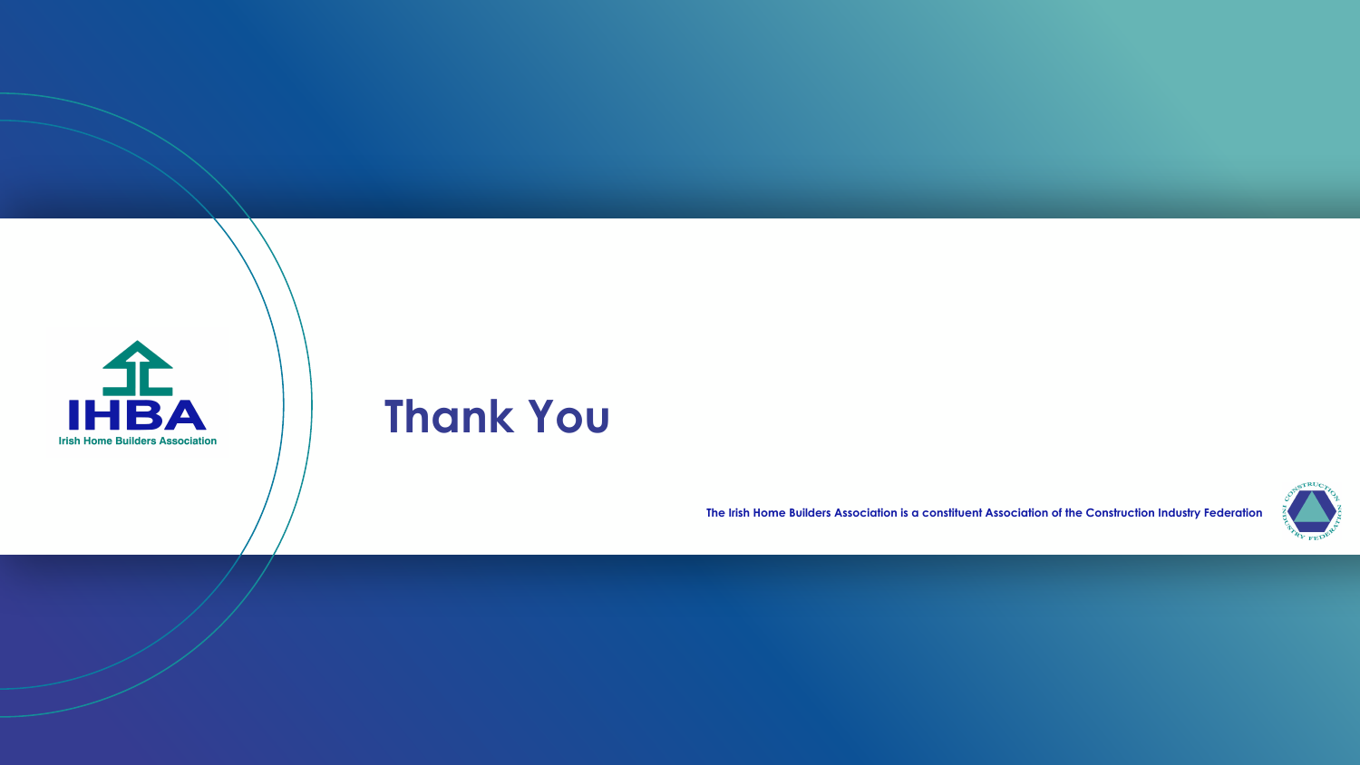IHBA

Irish Home Builders Association

# Thank You

The Irish Home Builders Association is a constituent Association of the Construction Industry Federation